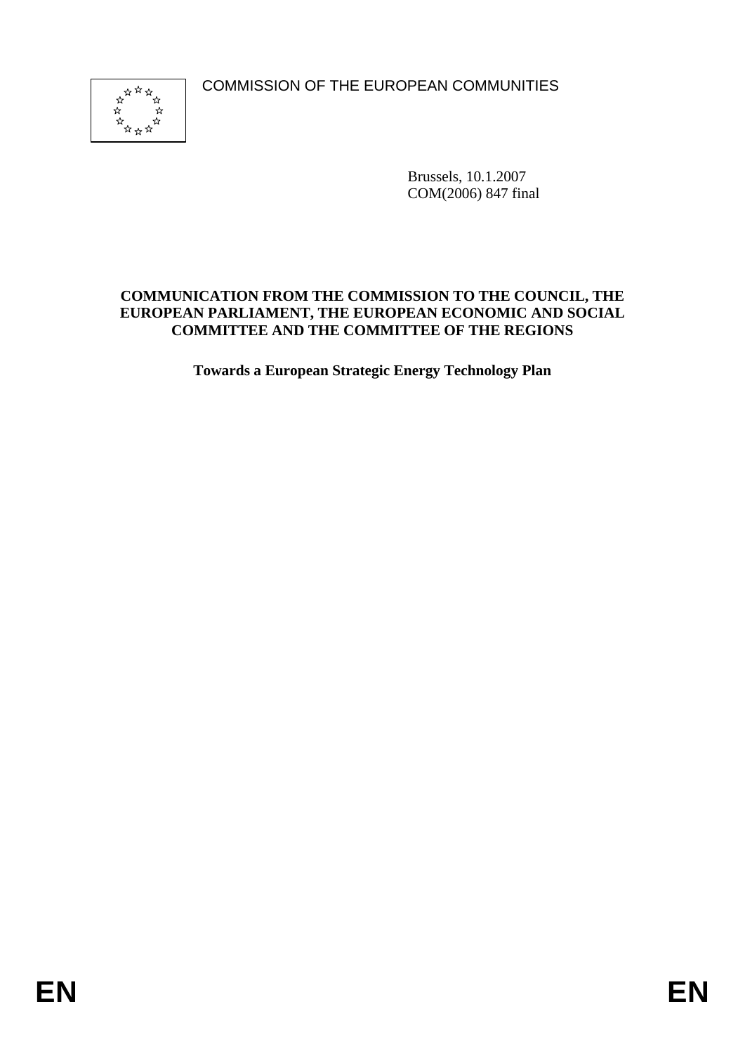COMMISSION OF THE EUROPEAN COMMUNITIES

Brussels, 10.1.2007
COM(2006) 847 final

**COMMUNICATION FROM THE COMMISSION TO THE COUNCIL, THE EUROPEAN PARLIAMENT, THE EUROPEAN ECONOMIC AND SOCIAL COMMITTEE AND THE COMMITTEE OF THE REGIONS**

**Towards a European Strategic Energy Technology Plan**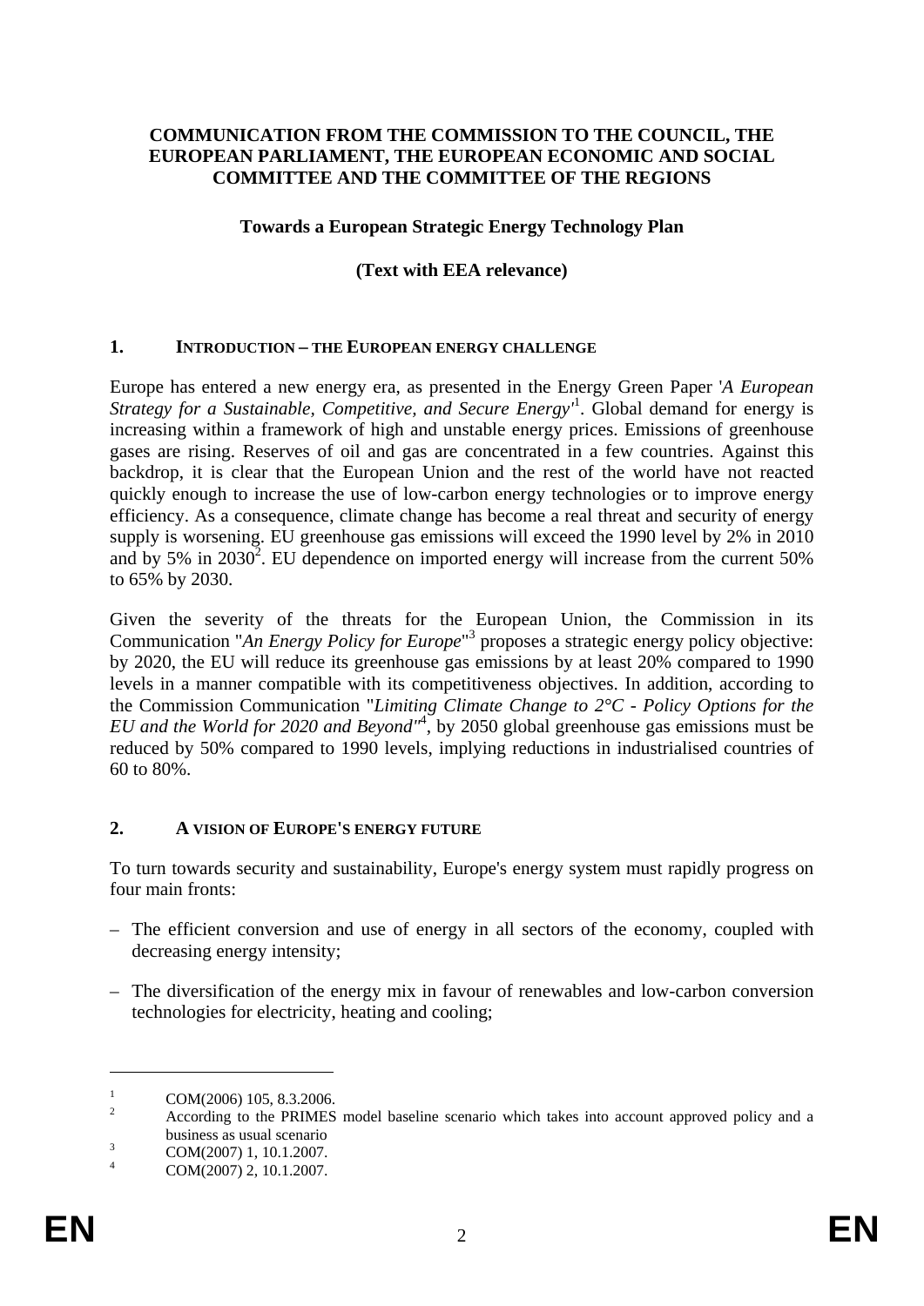**COMMUNICATION FROM THE COMMISSION TO THE COUNCIL, THE EUROPEAN PARLIAMENT, THE EUROPEAN ECONOMIC AND SOCIAL COMMITTEE AND THE COMMITTEE OF THE REGIONS**

**Towards a European Strategic Energy Technology Plan**

**(Text with EEA relevance)**

## 1. INTRODUCTION – THE EUROPEAN ENERGY CHALLENGE

Europe has entered a new energy era, as presented in the Energy Green Paper '*A European Strategy for a Sustainable, Competitive, and Secure Energy*'[1]. Global demand for energy is increasing within a framework of high and unstable energy prices. Emissions of greenhouse gases are rising. Reserves of oil and gas are concentrated in a few countries. Against this backdrop, it is clear that the European Union and the rest of the world have not reacted quickly enough to increase the use of low-carbon energy technologies or to improve energy efficiency. As a consequence, climate change has become a real threat and security of energy supply is worsening. EU greenhouse gas emissions will exceed the 1990 level by 2% in 2010 and by 5% in 2030[2]. EU dependence on imported energy will increase from the current 50% to 65% by 2030.

Given the severity of the threats for the European Union, the Commission in its Communication "*An Energy Policy for Europe*"[3] proposes a strategic energy policy objective: by 2020, the EU will reduce its greenhouse gas emissions by at least 20% compared to 1990 levels in a manner compatible with its competitiveness objectives. In addition, according to the Commission Communication "*Limiting Climate Change to 2°C - Policy Options for the EU and the World for 2020 and Beyond*"[4], by 2050 global greenhouse gas emissions must be reduced by 50% compared to 1990 levels, implying reductions in industrialised countries of 60 to 80%.

## 2. A VISION OF EUROPE'S ENERGY FUTURE

To turn towards security and sustainability, Europe's energy system must rapidly progress on four main fronts:

– The efficient conversion and use of energy in all sectors of the economy, coupled with decreasing energy intensity;

– The diversification of the energy mix in favour of renewables and low-carbon conversion technologies for electricity, heating and cooling;

---

[1] COM(2006) 105, 8.3.2006.

[2] According to the PRIMES model baseline scenario which takes into account approved policy and a business as usual scenario

[3] COM(2007) 1, 10.1.2007.

[4] COM(2007) 2, 10.1.2007.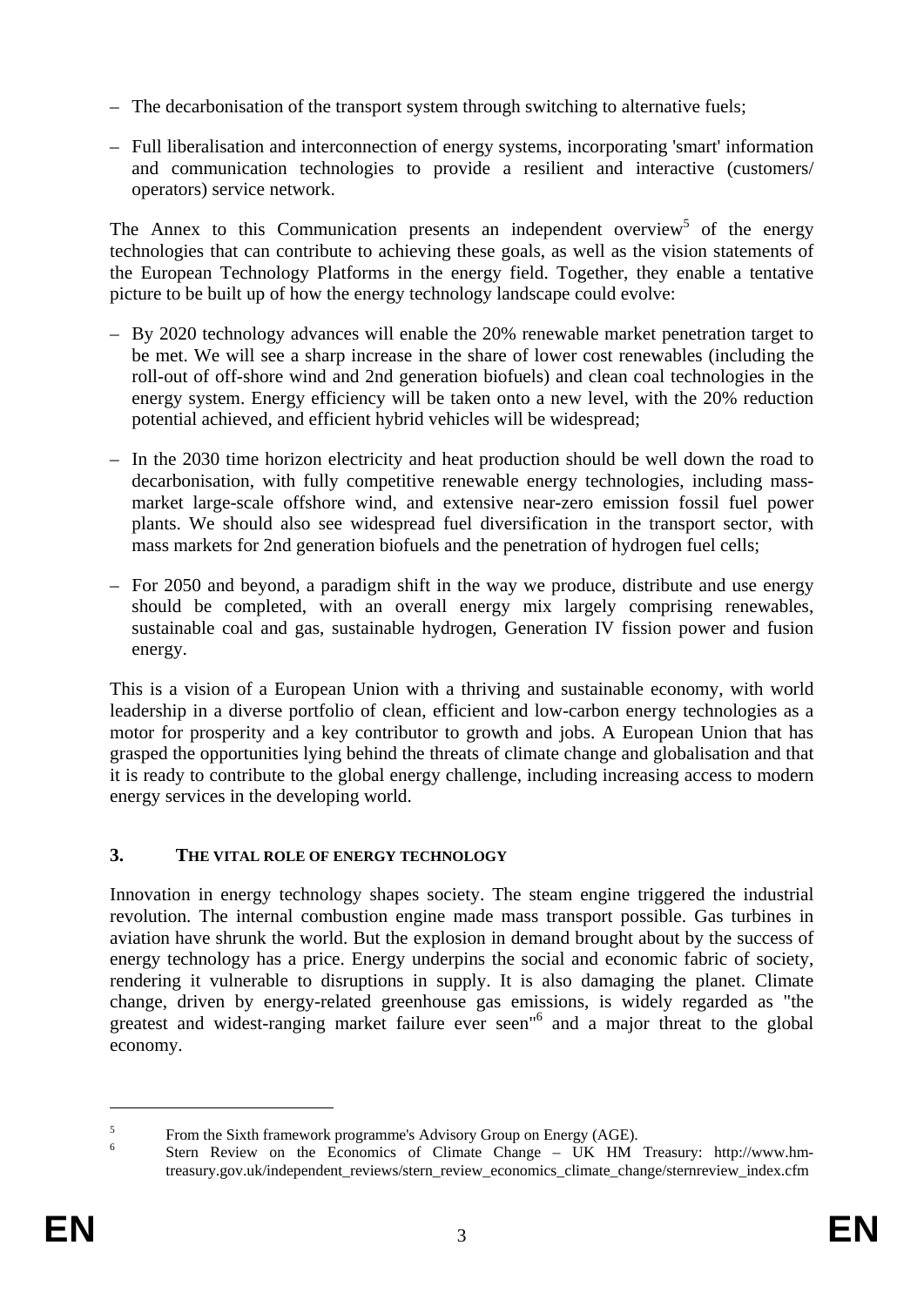– The decarbonisation of the transport system through switching to alternative fuels;

– Full liberalisation and interconnection of energy systems, incorporating 'smart' information and communication technologies to provide a resilient and interactive (customers/ operators) service network.

The Annex to this Communication presents an independent overview[5] of the energy technologies that can contribute to achieving these goals, as well as the vision statements of the European Technology Platforms in the energy field. Together, they enable a tentative picture to be built up of how the energy technology landscape could evolve:

– By 2020 technology advances will enable the 20% renewable market penetration target to be met. We will see a sharp increase in the share of lower cost renewables (including the roll-out of off-shore wind and 2nd generation biofuels) and clean coal technologies in the energy system. Energy efficiency will be taken onto a new level, with the 20% reduction potential achieved, and efficient hybrid vehicles will be widespread;

– In the 2030 time horizon electricity and heat production should be well down the road to decarbonisation, with fully competitive renewable energy technologies, including mass-market large-scale offshore wind, and extensive near-zero emission fossil fuel power plants. We should also see widespread fuel diversification in the transport sector, with mass markets for 2nd generation biofuels and the penetration of hydrogen fuel cells;

– For 2050 and beyond, a paradigm shift in the way we produce, distribute and use energy should be completed, with an overall energy mix largely comprising renewables, sustainable coal and gas, sustainable hydrogen, Generation IV fission power and fusion energy.

This is a vision of a European Union with a thriving and sustainable economy, with world leadership in a diverse portfolio of clean, efficient and low-carbon energy technologies as a motor for prosperity and a key contributor to growth and jobs. A European Union that has grasped the opportunities lying behind the threats of climate change and globalisation and that it is ready to contribute to the global energy challenge, including increasing access to modern energy services in the developing world.

## 3. THE VITAL ROLE OF ENERGY TECHNOLOGY

Innovation in energy technology shapes society. The steam engine triggered the industrial revolution. The internal combustion engine made mass transport possible. Gas turbines in aviation have shrunk the world. But the explosion in demand brought about by the success of energy technology has a price. Energy underpins the social and economic fabric of society, rendering it vulnerable to disruptions in supply. It is also damaging the planet. Climate change, driven by energy-related greenhouse gas emissions, is widely regarded as "the greatest and widest-ranging market failure ever seen"[6] and a major threat to the global economy.

---

[5] From the Sixth framework programme's Advisory Group on Energy (AGE).

[6] Stern Review on the Economics of Climate Change – UK HM Treasury: http://www.hm-treasury.gov.uk/independent_reviews/stern_review_economics_climate_change/sternreview_index.cfm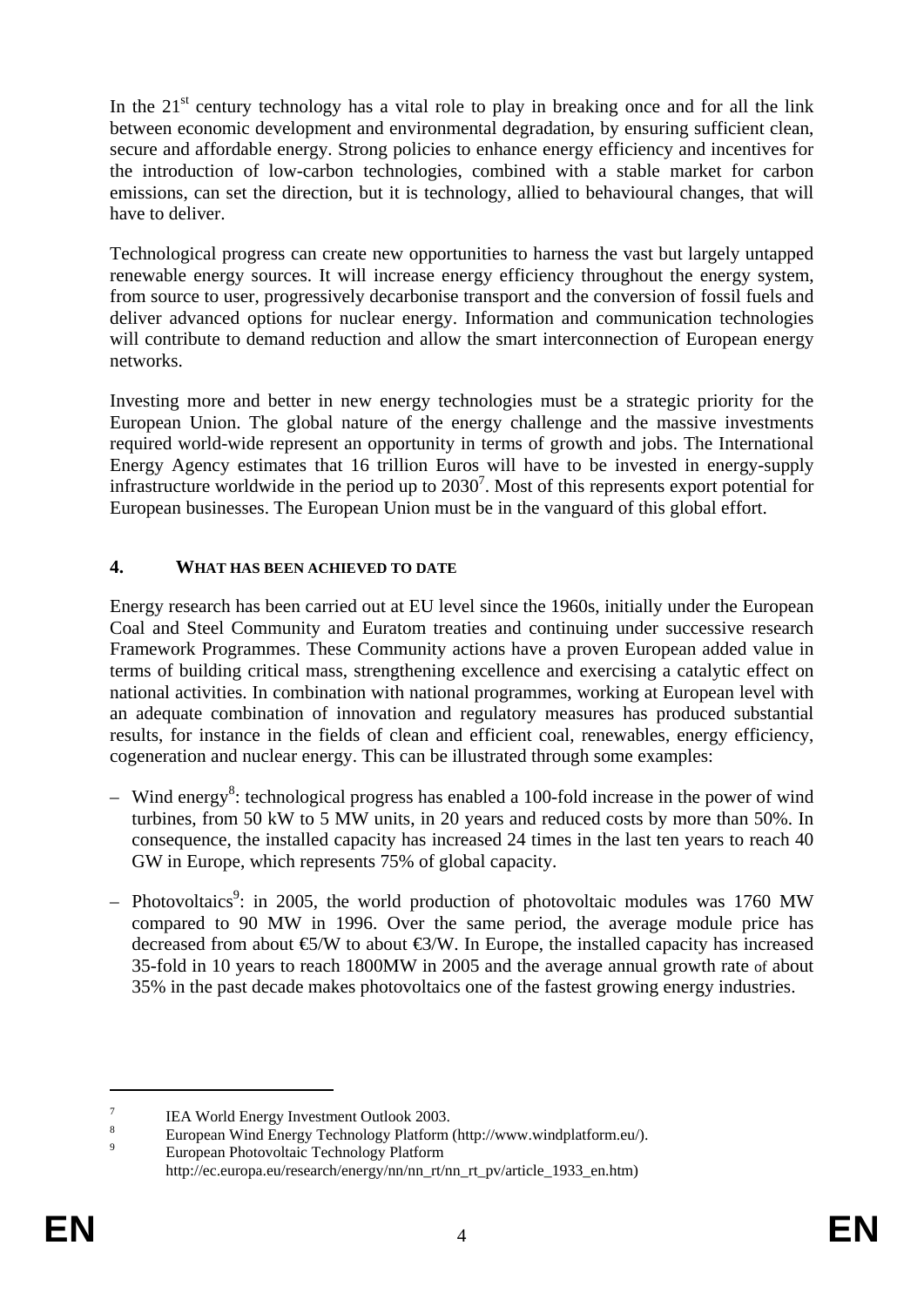In the 21st century technology has a vital role to play in breaking once and for all the link between economic development and environmental degradation, by ensuring sufficient clean, secure and affordable energy. Strong policies to enhance energy efficiency and incentives for the introduction of low-carbon technologies, combined with a stable market for carbon emissions, can set the direction, but it is technology, allied to behavioural changes, that will have to deliver.

Technological progress can create new opportunities to harness the vast but largely untapped renewable energy sources. It will increase energy efficiency throughout the energy system, from source to user, progressively decarbonise transport and the conversion of fossil fuels and deliver advanced options for nuclear energy. Information and communication technologies will contribute to demand reduction and allow the smart interconnection of European energy networks.

Investing more and better in new energy technologies must be a strategic priority for the European Union. The global nature of the energy challenge and the massive investments required world-wide represent an opportunity in terms of growth and jobs. The International Energy Agency estimates that 16 trillion Euros will have to be invested in energy-supply infrastructure worldwide in the period up to 2030[7]. Most of this represents export potential for European businesses. The European Union must be in the vanguard of this global effort.

## 4. WHAT HAS BEEN ACHIEVED TO DATE

Energy research has been carried out at EU level since the 1960s, initially under the European Coal and Steel Community and Euratom treaties and continuing under successive research Framework Programmes. These Community actions have a proven European added value in terms of building critical mass, strengthening excellence and exercising a catalytic effect on national activities. In combination with national programmes, working at European level with an adequate combination of innovation and regulatory measures has produced substantial results, for instance in the fields of clean and efficient coal, renewables, energy efficiency, cogeneration and nuclear energy. This can be illustrated through some examples:

- Wind energy[8]: technological progress has enabled a 100-fold increase in the power of wind turbines, from 50 kW to 5 MW units, in 20 years and reduced costs by more than 50%. In consequence, the installed capacity has increased 24 times in the last ten years to reach 40 GW in Europe, which represents 75% of global capacity.
- Photovoltaics[9]: in 2005, the world production of photovoltaic modules was 1760 MW compared to 90 MW in 1996. Over the same period, the average module price has decreased from about €5/W to about €3/W. In Europe, the installed capacity has increased 35-fold in 10 years to reach 1800MW in 2005 and the average annual growth rate of about 35% in the past decade makes photovoltaics one of the fastest growing energy industries.

---

[7] IEA World Energy Investment Outlook 2003.

[8] European Wind Energy Technology Platform (http://www.windplatform.eu/).

[9] European Photovoltaic Technology Platform http://ec.europa.eu/research/energy/nn/nn_rt/nn_rt_pv/article_1933_en.htm)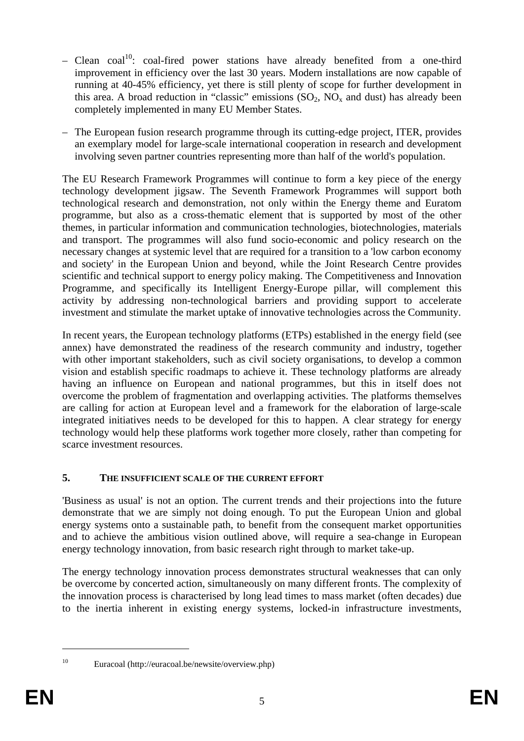– Clean coal[10]: coal-fired power stations have already benefited from a one-third improvement in efficiency over the last 30 years. Modern installations are now capable of running at 40-45% efficiency, yet there is still plenty of scope for further development in this area. A broad reduction in "classic" emissions ($SO_2$, $NO_x$ and dust) has already been completely implemented in many EU Member States.

– The European fusion research programme through its cutting-edge project, ITER, provides an exemplary model for large-scale international cooperation in research and development involving seven partner countries representing more than half of the world's population.

The EU Research Framework Programmes will continue to form a key piece of the energy technology development jigsaw. The Seventh Framework Programmes will support both technological research and demonstration, not only within the Energy theme and Euratom programme, but also as a cross-thematic element that is supported by most of the other themes, in particular information and communication technologies, biotechnologies, materials and transport. The programmes will also fund socio-economic and policy research on the necessary changes at systemic level that are required for a transition to a 'low carbon economy and society' in the European Union and beyond, while the Joint Research Centre provides scientific and technical support to energy policy making. The Competitiveness and Innovation Programme, and specifically its Intelligent Energy-Europe pillar, will complement this activity by addressing non-technological barriers and providing support to accelerate investment and stimulate the market uptake of innovative technologies across the Community.

In recent years, the European technology platforms (ETPs) established in the energy field (see annex) have demonstrated the readiness of the research community and industry, together with other important stakeholders, such as civil society organisations, to develop a common vision and establish specific roadmaps to achieve it. These technology platforms are already having an influence on European and national programmes, but this in itself does not overcome the problem of fragmentation and overlapping activities. The platforms themselves are calling for action at European level and a framework for the elaboration of large-scale integrated initiatives needs to be developed for this to happen. A clear strategy for energy technology would help these platforms work together more closely, rather than competing for scarce investment resources.

## 5. THE INSUFFICIENT SCALE OF THE CURRENT EFFORT

'Business as usual' is not an option. The current trends and their projections into the future demonstrate that we are simply not doing enough. To put the European Union and global energy systems onto a sustainable path, to benefit from the consequent market opportunities and to achieve the ambitious vision outlined above, will require a sea-change in European energy technology innovation, from basic research right through to market take-up.

The energy technology innovation process demonstrates structural weaknesses that can only be overcome by concerted action, simultaneously on many different fronts. The complexity of the innovation process is characterised by long lead times to mass market (often decades) due to the inertia inherent in existing energy systems, locked-in infrastructure investments,

[10] Euracoal (http://euracoal.be/newsite/overview.php)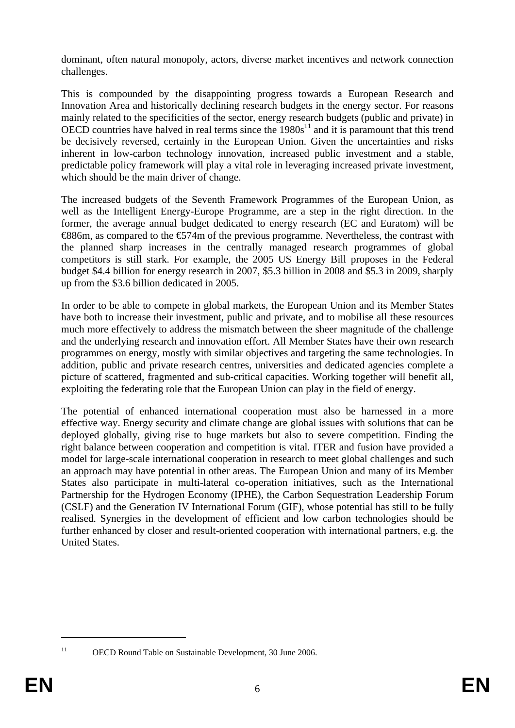dominant, often natural monopoly, actors, diverse market incentives and network connection challenges.

This is compounded by the disappointing progress towards a European Research and Innovation Area and historically declining research budgets in the energy sector. For reasons mainly related to the specificities of the sector, energy research budgets (public and private) in OECD countries have halved in real terms since the 1980s[11] and it is paramount that this trend be decisively reversed, certainly in the European Union. Given the uncertainties and risks inherent in low-carbon technology innovation, increased public investment and a stable, predictable policy framework will play a vital role in leveraging increased private investment, which should be the main driver of change.

The increased budgets of the Seventh Framework Programmes of the European Union, as well as the Intelligent Energy-Europe Programme, are a step in the right direction. In the former, the average annual budget dedicated to energy research (EC and Euratom) will be €886m, as compared to the €574m of the previous programme. Nevertheless, the contrast with the planned sharp increases in the centrally managed research programmes of global competitors is still stark. For example, the 2005 US Energy Bill proposes in the Federal budget $4.4 billion for energy research in 2007, $5.3 billion in 2008 and $5.3 in 2009, sharply up from the $3.6 billion dedicated in 2005.

In order to be able to compete in global markets, the European Union and its Member States have both to increase their investment, public and private, and to mobilise all these resources much more effectively to address the mismatch between the sheer magnitude of the challenge and the underlying research and innovation effort. All Member States have their own research programmes on energy, mostly with similar objectives and targeting the same technologies. In addition, public and private research centres, universities and dedicated agencies complete a picture of scattered, fragmented and sub-critical capacities. Working together will benefit all, exploiting the federating role that the European Union can play in the field of energy.

The potential of enhanced international cooperation must also be harnessed in a more effective way. Energy security and climate change are global issues with solutions that can be deployed globally, giving rise to huge markets but also to severe competition. Finding the right balance between cooperation and competition is vital. ITER and fusion have provided a model for large-scale international cooperation in research to meet global challenges and such an approach may have potential in other areas. The European Union and many of its Member States also participate in multi-lateral co-operation initiatives, such as the International Partnership for the Hydrogen Economy (IPHE), the Carbon Sequestration Leadership Forum (CSLF) and the Generation IV International Forum (GIF), whose potential has still to be fully realised. Synergies in the development of efficient and low carbon technologies should be further enhanced by closer and result-oriented cooperation with international partners, e.g. the United States.

---

[11] OECD Round Table on Sustainable Development, 30 June 2006.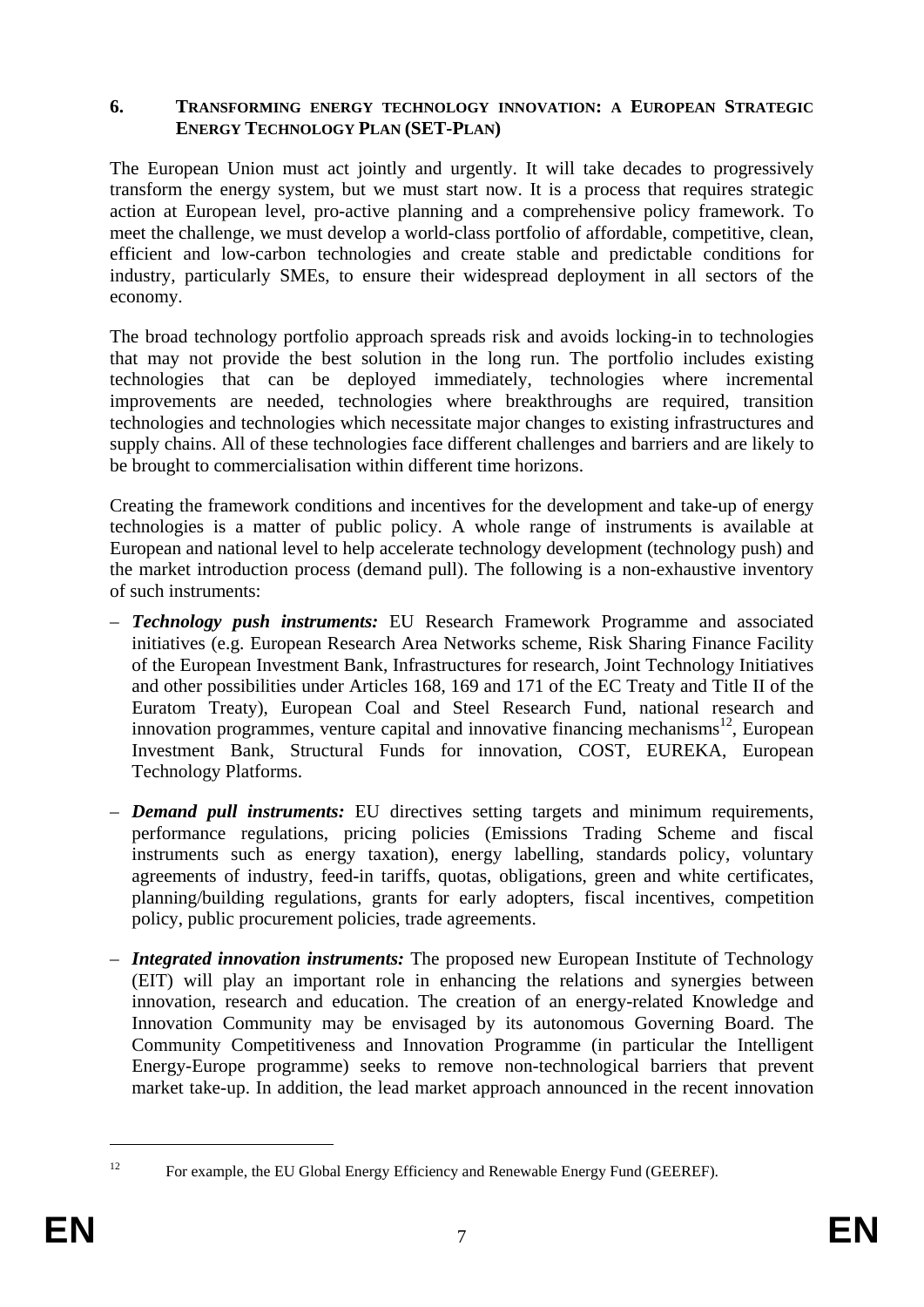## 6. TRANSFORMING ENERGY TECHNOLOGY INNOVATION: A EUROPEAN STRATEGIC ENERGY TECHNOLOGY PLAN (SET-PLAN)

The European Union must act jointly and urgently. It will take decades to progressively transform the energy system, but we must start now. It is a process that requires strategic action at European level, pro-active planning and a comprehensive policy framework. To meet the challenge, we must develop a world-class portfolio of affordable, competitive, clean, efficient and low-carbon technologies and create stable and predictable conditions for industry, particularly SMEs, to ensure their widespread deployment in all sectors of the economy.

The broad technology portfolio approach spreads risk and avoids locking-in to technologies that may not provide the best solution in the long run. The portfolio includes existing technologies that can be deployed immediately, technologies where incremental improvements are needed, technologies where breakthroughs are required, transition technologies and technologies which necessitate major changes to existing infrastructures and supply chains. All of these technologies face different challenges and barriers and are likely to be brought to commercialisation within different time horizons.

Creating the framework conditions and incentives for the development and take-up of energy technologies is a matter of public policy. A whole range of instruments is available at European and national level to help accelerate technology development (technology push) and the market introduction process (demand pull). The following is a non-exhaustive inventory of such instruments:

– ***Technology push instruments:*** EU Research Framework Programme and associated initiatives (e.g. European Research Area Networks scheme, Risk Sharing Finance Facility of the European Investment Bank, Infrastructures for research, Joint Technology Initiatives and other possibilities under Articles 168, 169 and 171 of the EC Treaty and Title II of the Euratom Treaty), European Coal and Steel Research Fund, national research and innovation programmes, venture capital and innovative financing mechanisms[12], European Investment Bank, Structural Funds for innovation, COST, EUREKA, European Technology Platforms.

– ***Demand pull instruments:*** EU directives setting targets and minimum requirements, performance regulations, pricing policies (Emissions Trading Scheme and fiscal instruments such as energy taxation), energy labelling, standards policy, voluntary agreements of industry, feed-in tariffs, quotas, obligations, green and white certificates, planning/building regulations, grants for early adopters, fiscal incentives, competition policy, public procurement policies, trade agreements.

– ***Integrated innovation instruments:*** The proposed new European Institute of Technology (EIT) will play an important role in enhancing the relations and synergies between innovation, research and education. The creation of an energy-related Knowledge and Innovation Community may be envisaged by its autonomous Governing Board. The Community Competitiveness and Innovation Programme (in particular the Intelligent Energy-Europe programme) seeks to remove non-technological barriers that prevent market take-up. In addition, the lead market approach announced in the recent innovation

---

[12] For example, the EU Global Energy Efficiency and Renewable Energy Fund (GEEREF).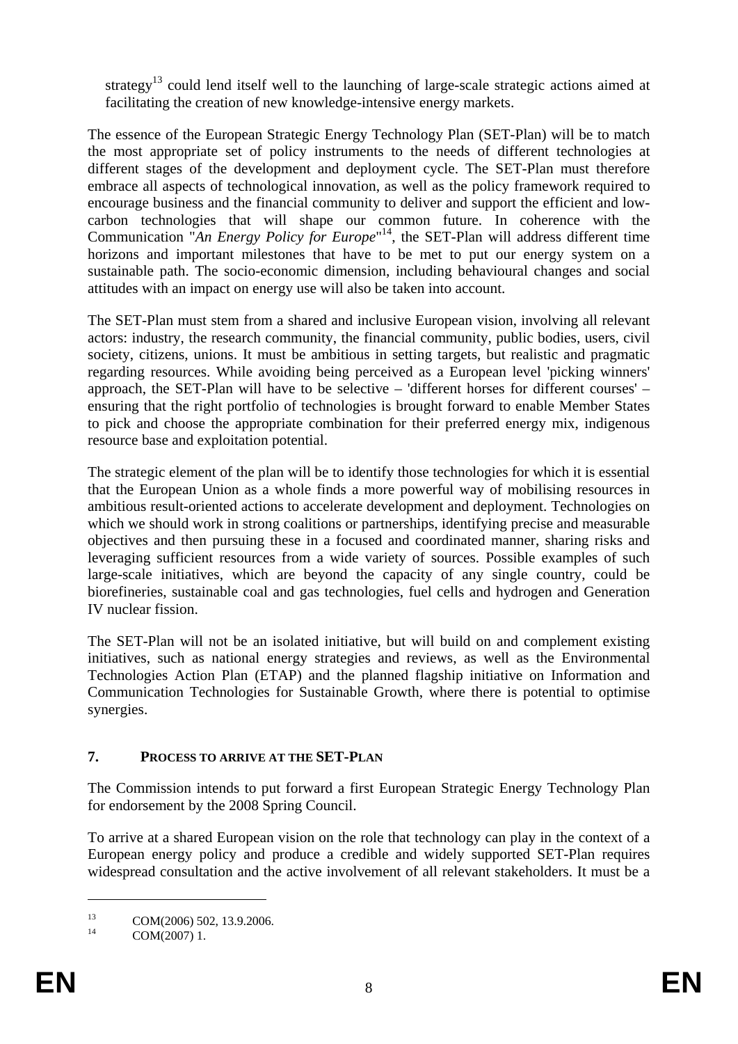strategy[13] could lend itself well to the launching of large-scale strategic actions aimed at facilitating the creation of new knowledge-intensive energy markets.

The essence of the European Strategic Energy Technology Plan (SET-Plan) will be to match the most appropriate set of policy instruments to the needs of different technologies at different stages of the development and deployment cycle. The SET-Plan must therefore embrace all aspects of technological innovation, as well as the policy framework required to encourage business and the financial community to deliver and support the efficient and low-carbon technologies that will shape our common future. In coherence with the Communication "*An Energy Policy for Europe*"[14], the SET-Plan will address different time horizons and important milestones that have to be met to put our energy system on a sustainable path. The socio-economic dimension, including behavioural changes and social attitudes with an impact on energy use will also be taken into account.

The SET-Plan must stem from a shared and inclusive European vision, involving all relevant actors: industry, the research community, the financial community, public bodies, users, civil society, citizens, unions. It must be ambitious in setting targets, but realistic and pragmatic regarding resources. While avoiding being perceived as a European level 'picking winners' approach, the SET-Plan will have to be selective – 'different horses for different courses' – ensuring that the right portfolio of technologies is brought forward to enable Member States to pick and choose the appropriate combination for their preferred energy mix, indigenous resource base and exploitation potential.

The strategic element of the plan will be to identify those technologies for which it is essential that the European Union as a whole finds a more powerful way of mobilising resources in ambitious result-oriented actions to accelerate development and deployment. Technologies on which we should work in strong coalitions or partnerships, identifying precise and measurable objectives and then pursuing these in a focused and coordinated manner, sharing risks and leveraging sufficient resources from a wide variety of sources. Possible examples of such large-scale initiatives, which are beyond the capacity of any single country, could be biorefineries, sustainable coal and gas technologies, fuel cells and hydrogen and Generation IV nuclear fission.

The SET-Plan will not be an isolated initiative, but will build on and complement existing initiatives, such as national energy strategies and reviews, as well as the Environmental Technologies Action Plan (ETAP) and the planned flagship initiative on Information and Communication Technologies for Sustainable Growth, where there is potential to optimise synergies.

## 7. PROCESS TO ARRIVE AT THE SET-PLAN

The Commission intends to put forward a first European Strategic Energy Technology Plan for endorsement by the 2008 Spring Council.

To arrive at a shared European vision on the role that technology can play in the context of a European energy policy and produce a credible and widely supported SET-Plan requires widespread consultation and the active involvement of all relevant stakeholders. It must be a

[13] COM(2006) 502, 13.9.2006.

[14] COM(2007) 1.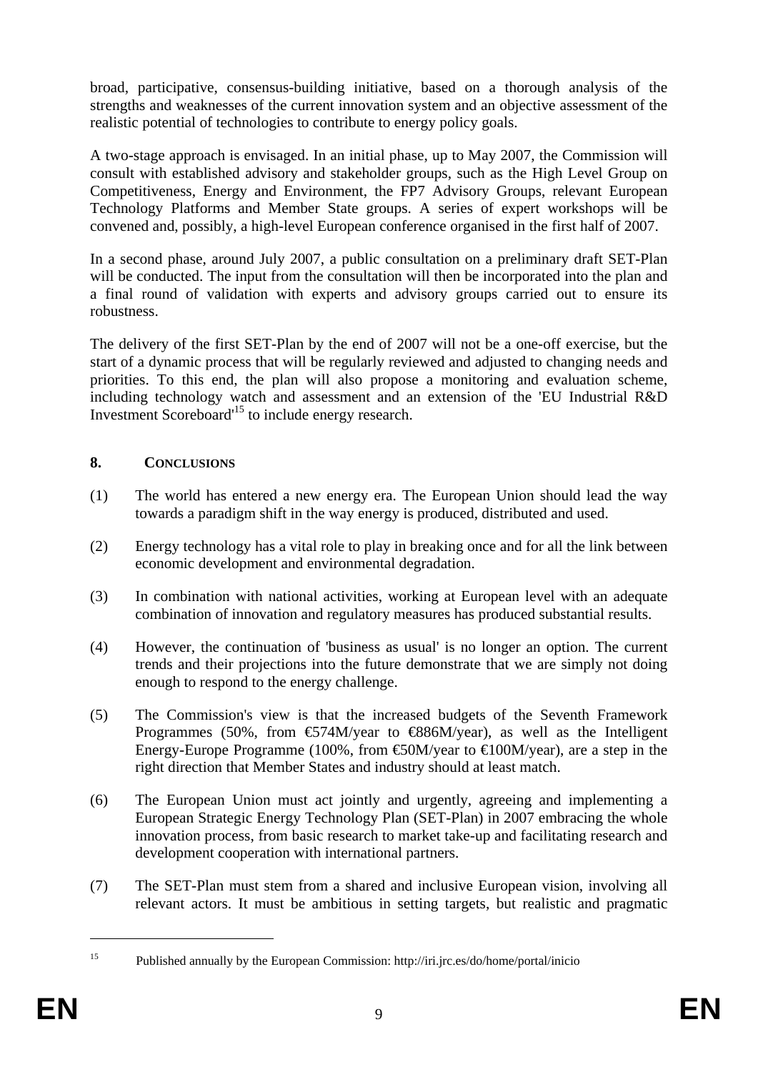broad, participative, consensus-building initiative, based on a thorough analysis of the strengths and weaknesses of the current innovation system and an objective assessment of the realistic potential of technologies to contribute to energy policy goals.

A two-stage approach is envisaged. In an initial phase, up to May 2007, the Commission will consult with established advisory and stakeholder groups, such as the High Level Group on Competitiveness, Energy and Environment, the FP7 Advisory Groups, relevant European Technology Platforms and Member State groups. A series of expert workshops will be convened and, possibly, a high-level European conference organised in the first half of 2007.

In a second phase, around July 2007, a public consultation on a preliminary draft SET-Plan will be conducted. The input from the consultation will then be incorporated into the plan and a final round of validation with experts and advisory groups carried out to ensure its robustness.

The delivery of the first SET-Plan by the end of 2007 will not be a one-off exercise, but the start of a dynamic process that will be regularly reviewed and adjusted to changing needs and priorities. To this end, the plan will also propose a monitoring and evaluation scheme, including technology watch and assessment and an extension of the 'EU Industrial R&D Investment Scoreboard'[15] to include energy research.

## 8. CONCLUSIONS

(1) The world has entered a new energy era. The European Union should lead the way towards a paradigm shift in the way energy is produced, distributed and used.

(2) Energy technology has a vital role to play in breaking once and for all the link between economic development and environmental degradation.

(3) In combination with national activities, working at European level with an adequate combination of innovation and regulatory measures has produced substantial results.

(4) However, the continuation of 'business as usual' is no longer an option. The current trends and their projections into the future demonstrate that we are simply not doing enough to respond to the energy challenge.

(5) The Commission's view is that the increased budgets of the Seventh Framework Programmes (50%, from €574M/year to €886M/year), as well as the Intelligent Energy-Europe Programme (100%, from €50M/year to €100M/year), are a step in the right direction that Member States and industry should at least match.

(6) The European Union must act jointly and urgently, agreeing and implementing a European Strategic Energy Technology Plan (SET-Plan) in 2007 embracing the whole innovation process, from basic research to market take-up and facilitating research and development cooperation with international partners.

(7) The SET-Plan must stem from a shared and inclusive European vision, involving all relevant actors. It must be ambitious in setting targets, but realistic and pragmatic

[15] Published annually by the European Commission: http://iri.jrc.es/do/home/portal/inicio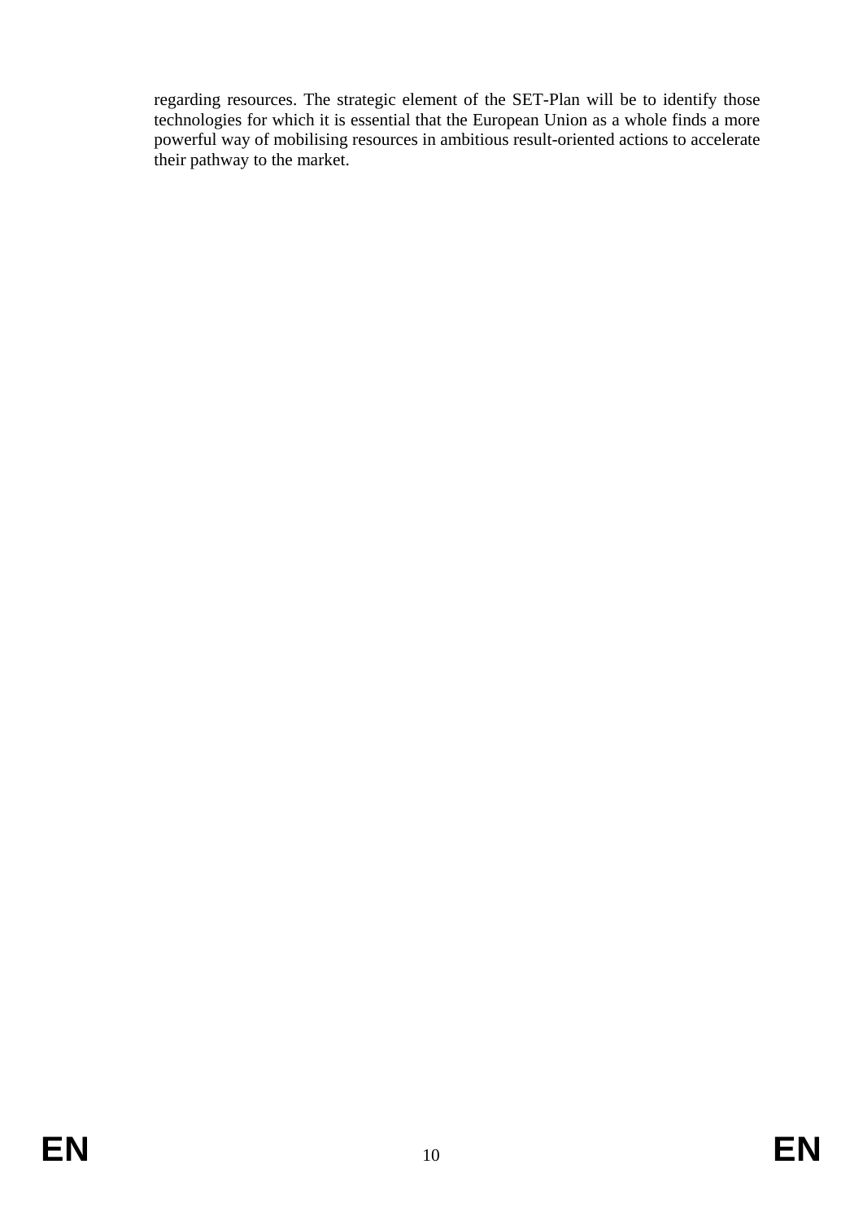regarding resources. The strategic element of the SET-Plan will be to identify those technologies for which it is essential that the European Union as a whole finds a more powerful way of mobilising resources in ambitious result-oriented actions to accelerate their pathway to the market.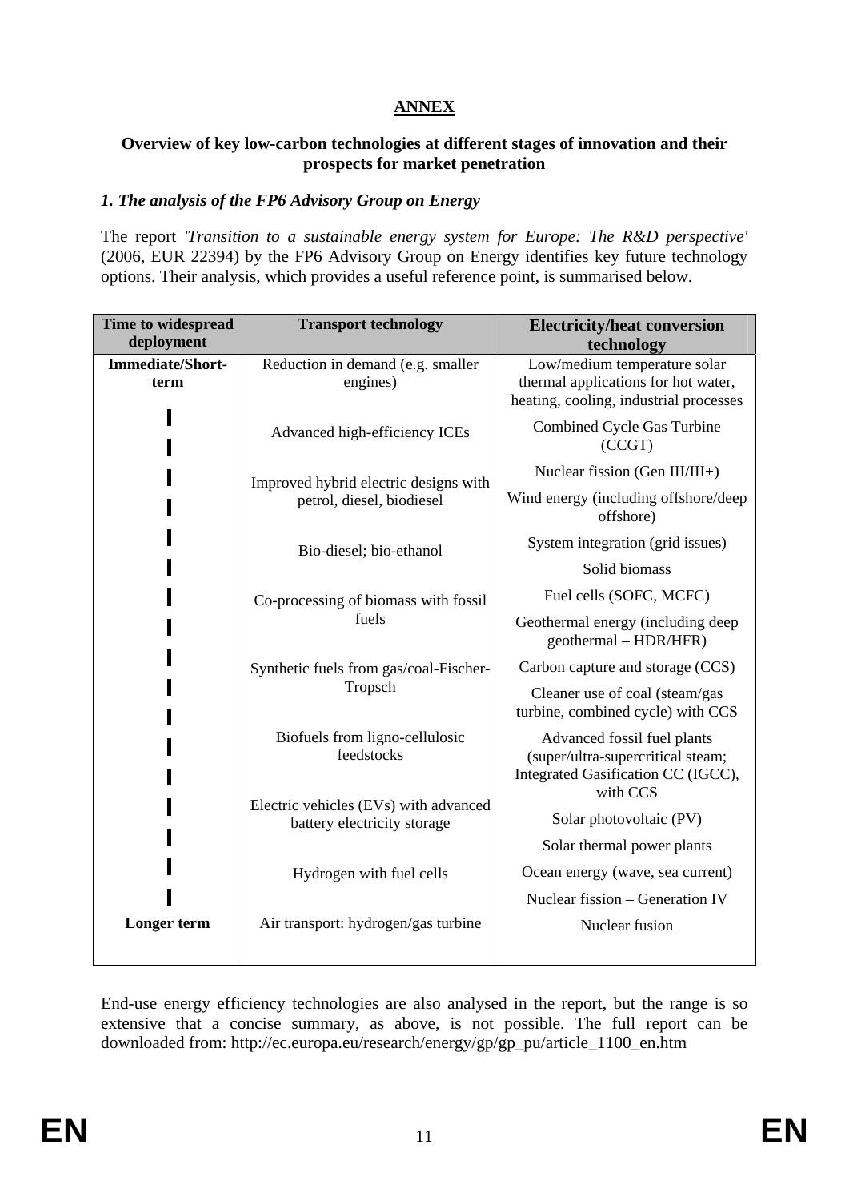# ANNEX

**Overview of key low-carbon technologies at different stages of innovation and their prospects for market penetration**

## *1. The analysis of the FP6 Advisory Group on Energy*

The report *'Transition to a sustainable energy system for Europe: The R&D perspective'* (2006, EUR 22394) by the FP6 Advisory Group on Energy identifies key future technology options. Their analysis, which provides a useful reference point, is summarised below.

| Time to widespread deployment | Transport technology | Electricity/heat conversion technology |
|---|---|---|
| **Immediate/Short-term** | Reduction in demand (e.g. smaller engines) | Low/medium temperature solar thermal applications for hot water, heating, cooling, industrial processes |
| | Advanced high-efficiency ICEs | Combined Cycle Gas Turbine (CCGT) |
| | Improved hybrid electric designs with petrol, diesel, biodiesel | Nuclear fission (Gen III/III+) |
| | | Wind energy (including offshore/deep offshore) |
| | Bio-diesel; bio-ethanol | System integration (grid issues) |
| | | Solid biomass |
| | Co-processing of biomass with fossil fuels | Fuel cells (SOFC, MCFC) |
| | | Geothermal energy (including deep geothermal – HDR/HFR) |
| | Synthetic fuels from gas/coal-Fischer-Tropsch | Carbon capture and storage (CCS) |
| | | Cleaner use of coal (steam/gas turbine, combined cycle) with CCS |
| | Biofuels from ligno-cellulosic feedstocks | Advanced fossil fuel plants (super/ultra-supercritical steam; Integrated Gasification CC (IGCC), with CCS |
| | Electric vehicles (EVs) with advanced battery electricity storage | Solar photovoltaic (PV) |
| | | Solar thermal power plants |
| | Hydrogen with fuel cells | Ocean energy (wave, sea current) |
| | | Nuclear fission – Generation IV |
| **Longer term** | Air transport: hydrogen/gas turbine | Nuclear fusion |

End-use energy efficiency technologies are also analysed in the report, but the range is so extensive that a concise summary, as above, is not possible. The full report can be downloaded from: http://ec.europa.eu/research/energy/gp/gp_pu/article_1100_en.htm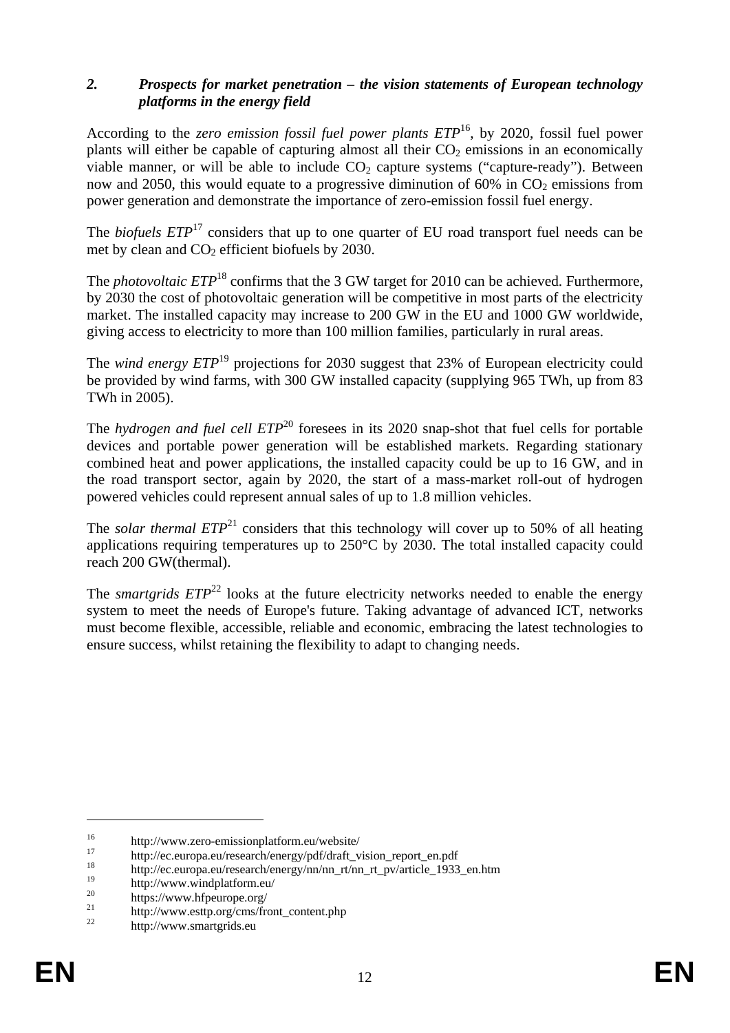## *2. Prospects for market penetration – the vision statements of European technology platforms in the energy field*

According to the *zero emission fossil fuel power plants ETP*[16], by 2020, fossil fuel power plants will either be capable of capturing almost all their $CO_2$ emissions in an economically viable manner, or will be able to include $CO_2$ capture systems ("capture-ready"). Between now and 2050, this would equate to a progressive diminution of 60% in $CO_2$ emissions from power generation and demonstrate the importance of zero-emission fossil fuel energy.

The *biofuels ETP*[17] considers that up to one quarter of EU road transport fuel needs can be met by clean and $CO_2$ efficient biofuels by 2030.

The *photovoltaic ETP*[18] confirms that the 3 GW target for 2010 can be achieved. Furthermore, by 2030 the cost of photovoltaic generation will be competitive in most parts of the electricity market. The installed capacity may increase to 200 GW in the EU and 1000 GW worldwide, giving access to electricity to more than 100 million families, particularly in rural areas.

The *wind energy ETP*[19] projections for 2030 suggest that 23% of European electricity could be provided by wind farms, with 300 GW installed capacity (supplying 965 TWh, up from 83 TWh in 2005).

The *hydrogen and fuel cell ETP*[20] foresees in its 2020 snap-shot that fuel cells for portable devices and portable power generation will be established markets. Regarding stationary combined heat and power applications, the installed capacity could be up to 16 GW, and in the road transport sector, again by 2020, the start of a mass-market roll-out of hydrogen powered vehicles could represent annual sales of up to 1.8 million vehicles.

The *solar thermal ETP*[21] considers that this technology will cover up to 50% of all heating applications requiring temperatures up to 250°C by 2030. The total installed capacity could reach 200 GW(thermal).

The *smartgrids ETP*[22] looks at the future electricity networks needed to enable the energy system to meet the needs of Europe's future. Taking advantage of advanced ICT, networks must become flexible, accessible, reliable and economic, embracing the latest technologies to ensure success, whilst retaining the flexibility to adapt to changing needs.

---

[16] http://www.zero-emissionplatform.eu/website/

[17] http://ec.europa.eu/research/energy/pdf/draft_vision_report_en.pdf

[18] http://ec.europa.eu/research/energy/nn/nn_rt/nn_rt_pv/article_1933_en.htm

[19] http://www.windplatform.eu/

[20] https://www.hfpeurope.org/

[21] http://www.esttp.org/cms/front_content.php

[22] http://www.smartgrids.eu